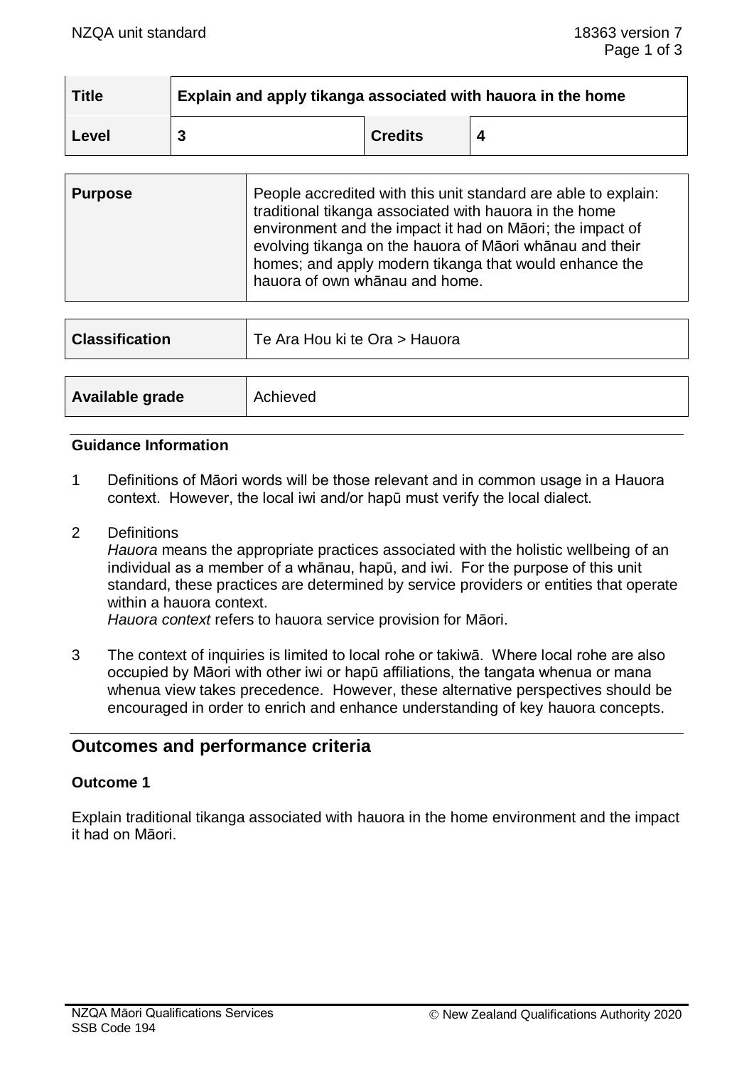| Title | Explain and apply tikanga associated with hauora in the home | | |
| --- | --- | --- | --- |
| Level | 3 | Credits | 4 |

| Purpose | People accredited with this unit standard are able to explain: traditional tikanga associated with hauora in the home environment and the impact it had on Māori; the impact of evolving tikanga on the hauora of Māori whānau and their homes; and apply modern tikanga that would enhance the hauora of own whānau and home. |
| --- | --- |

| Classification | Te Ara Hou ki te Ora > Hauora |
| --- | --- |

| Available grade | Achieved |
| --- | --- |

### Guidance Information

1. Definitions of Māori words will be those relevant and in common usage in a Hauora context. However, the local iwi and/or hapū must verify the local dialect.

2. Definitions
   *Hauora* means the appropriate practices associated with the holistic wellbeing of an individual as a member of a whānau, hapū, and iwi. For the purpose of this unit standard, these practices are determined by service providers or entities that operate within a hauora context.
   *Hauora context* refers to hauora service provision for Māori.

3. The context of inquiries is limited to local rohe or takiwā. Where local rohe are also occupied by Māori with other iwi or hapū affiliations, the tangata whenua or mana whenua view takes precedence. However, these alternative perspectives should be encouraged in order to enrich and enhance understanding of key hauora concepts.

## Outcomes and performance criteria

### Outcome 1

Explain traditional tikanga associated with hauora in the home environment and the impact it had on Māori.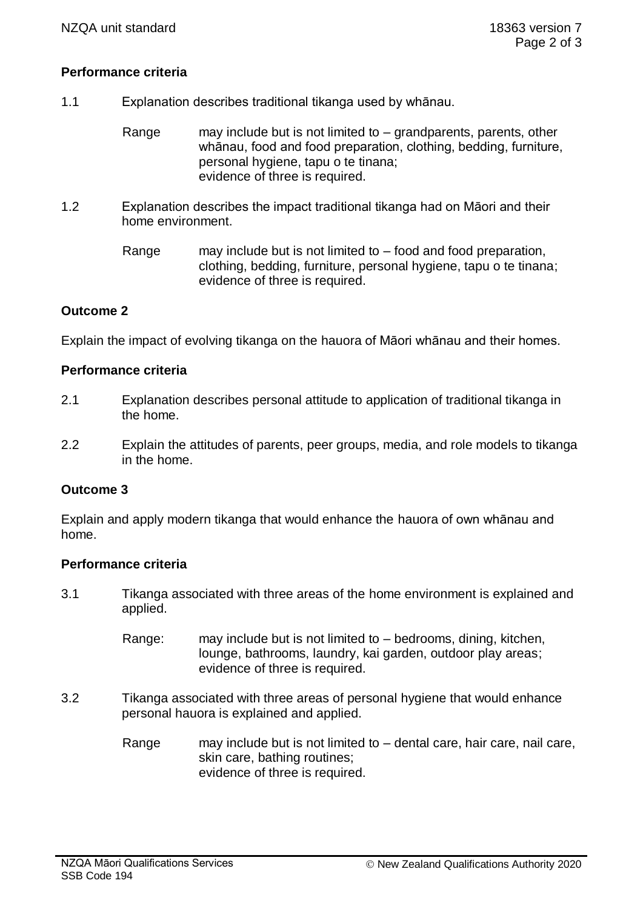**Performance criteria**

1.1 Explanation describes traditional tikanga used by whānau.

Range may include but is not limited to – grandparents, parents, other whānau, food and food preparation, clothing, bedding, furniture, personal hygiene, tapu o te tinana;
evidence of three is required.

1.2 Explanation describes the impact traditional tikanga had on Māori and their home environment.

Range may include but is not limited to – food and food preparation, clothing, bedding, furniture, personal hygiene, tapu o te tinana;
evidence of three is required.

**Outcome 2**

Explain the impact of evolving tikanga on the hauora of Māori whānau and their homes.

**Performance criteria**

2.1 Explanation describes personal attitude to application of traditional tikanga in the home.

2.2 Explain the attitudes of parents, peer groups, media, and role models to tikanga in the home.

**Outcome 3**

Explain and apply modern tikanga that would enhance the hauora of own whānau and home.

**Performance criteria**

3.1 Tikanga associated with three areas of the home environment is explained and applied.

Range: may include but is not limited to – bedrooms, dining, kitchen, lounge, bathrooms, laundry, kai garden, outdoor play areas;
evidence of three is required.

3.2 Tikanga associated with three areas of personal hygiene that would enhance personal hauora is explained and applied.

Range may include but is not limited to – dental care, hair care, nail care, skin care, bathing routines;
evidence of three is required.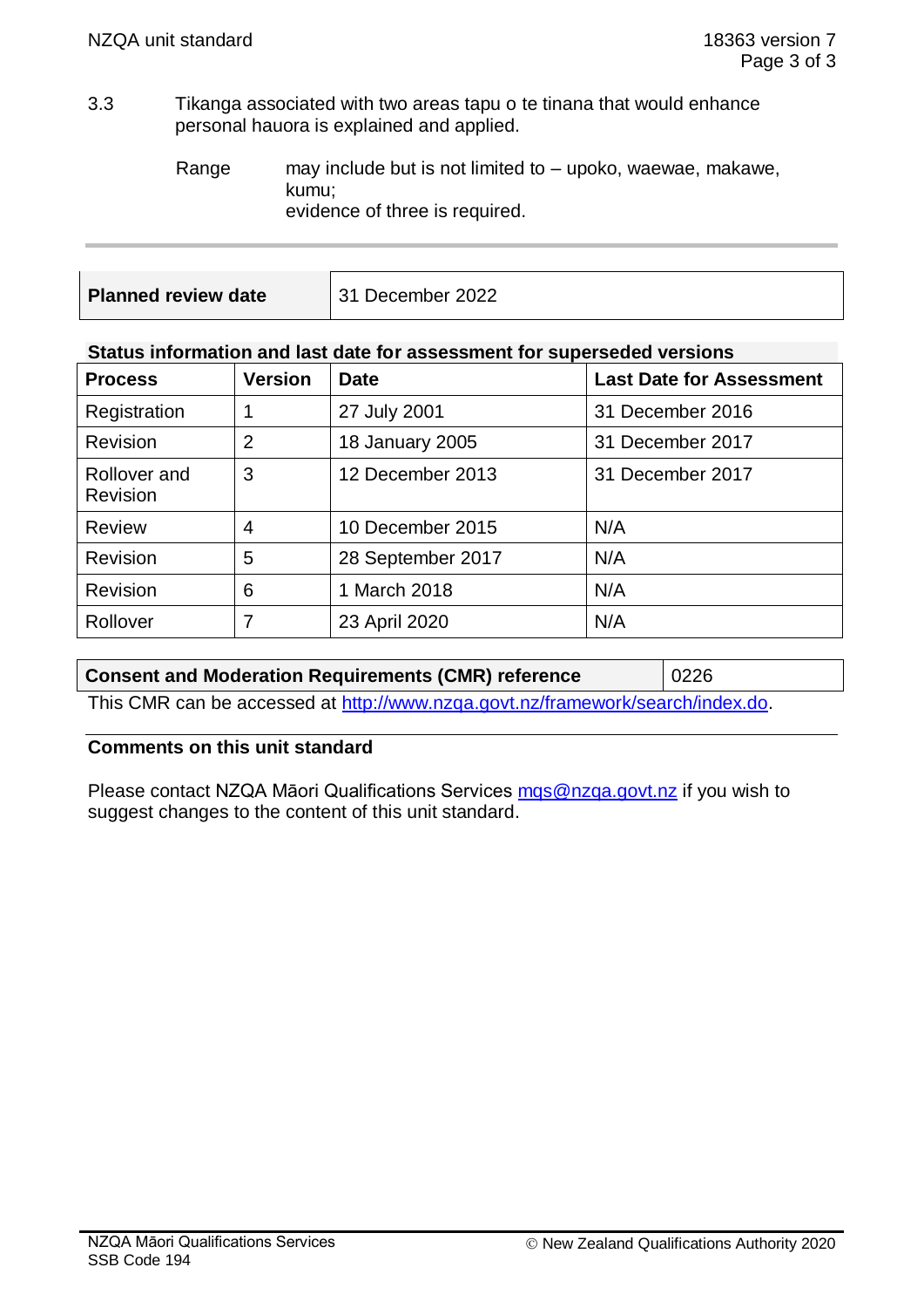3.3 Tikanga associated with two areas tapu o te tinana that would enhance personal hauora is explained and applied.

Range may include but is not limited to – upoko, waewae, makawe, kumu;
evidence of three is required.

| | |
|---|---|
| **Planned review date** | 31 December 2022 |

**Status information and last date for assessment for superseded versions**

| Process | Version | Date | Last Date for Assessment |
|---|---|---|---|
| Registration | 1 | 27 July 2001 | 31 December 2016 |
| Revision | 2 | 18 January 2005 | 31 December 2017 |
| Rollover and Revision | 3 | 12 December 2013 | 31 December 2017 |
| Review | 4 | 10 December 2015 | N/A |
| Revision | 5 | 28 September 2017 | N/A |
| Revision | 6 | 1 March 2018 | N/A |
| Rollover | 7 | 23 April 2020 | N/A |

| | |
|---|---|
| **Consent and Moderation Requirements (CMR) reference** | 0226 |

This CMR can be accessed at http://www.nzqa.govt.nz/framework/search/index.do.

**Comments on this unit standard**

Please contact NZQA Māori Qualifications Services mqs@nzqa.govt.nz if you wish to suggest changes to the content of this unit standard.